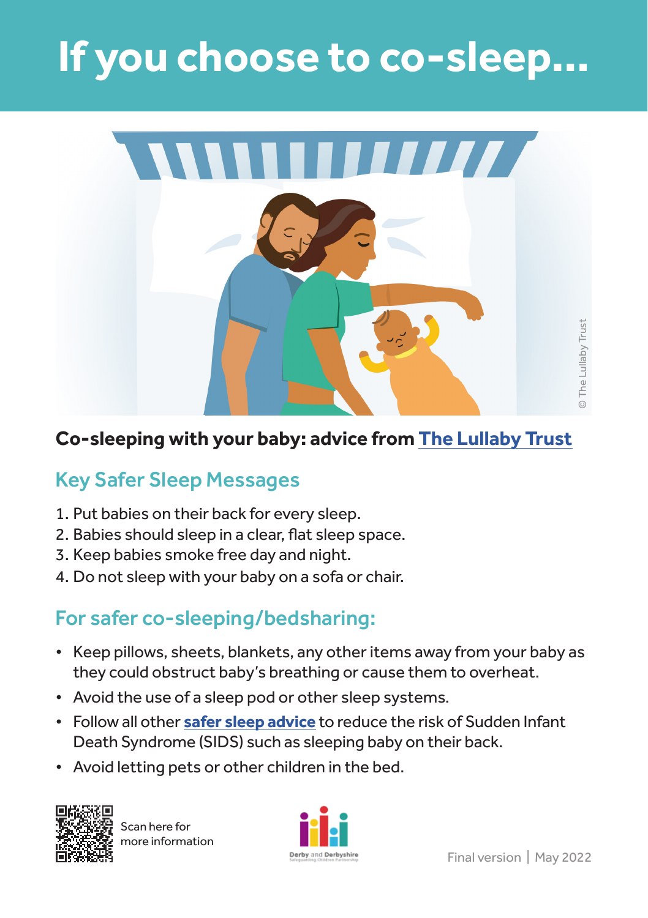# If you choose to co-sleep...

© The Lullaby Trust

**Co-sleeping with your baby: advice from The Lullaby Trust**

## Key Safer Sleep Messages

1. Put babies on their back for every sleep.
2. Babies should sleep in a clear, flat sleep space.
3. Keep babies smoke free day and night.
4. Do not sleep with your baby on a sofa or chair.

## For safer co-sleeping/bedsharing:

- Keep pillows, sheets, blankets, any other items away from your baby as they could obstruct baby's breathing or cause them to overheat.
- Avoid the use of a sleep pod or other sleep systems.
- Follow all other **safer sleep advice** to reduce the risk of Sudden Infant Death Syndrome (SIDS) such as sleeping baby on their back.
- Avoid letting pets or other children in the bed.

Scan here for more information

Derby and Derbyshire Safeguarding Children Partnership

Final version | May 2022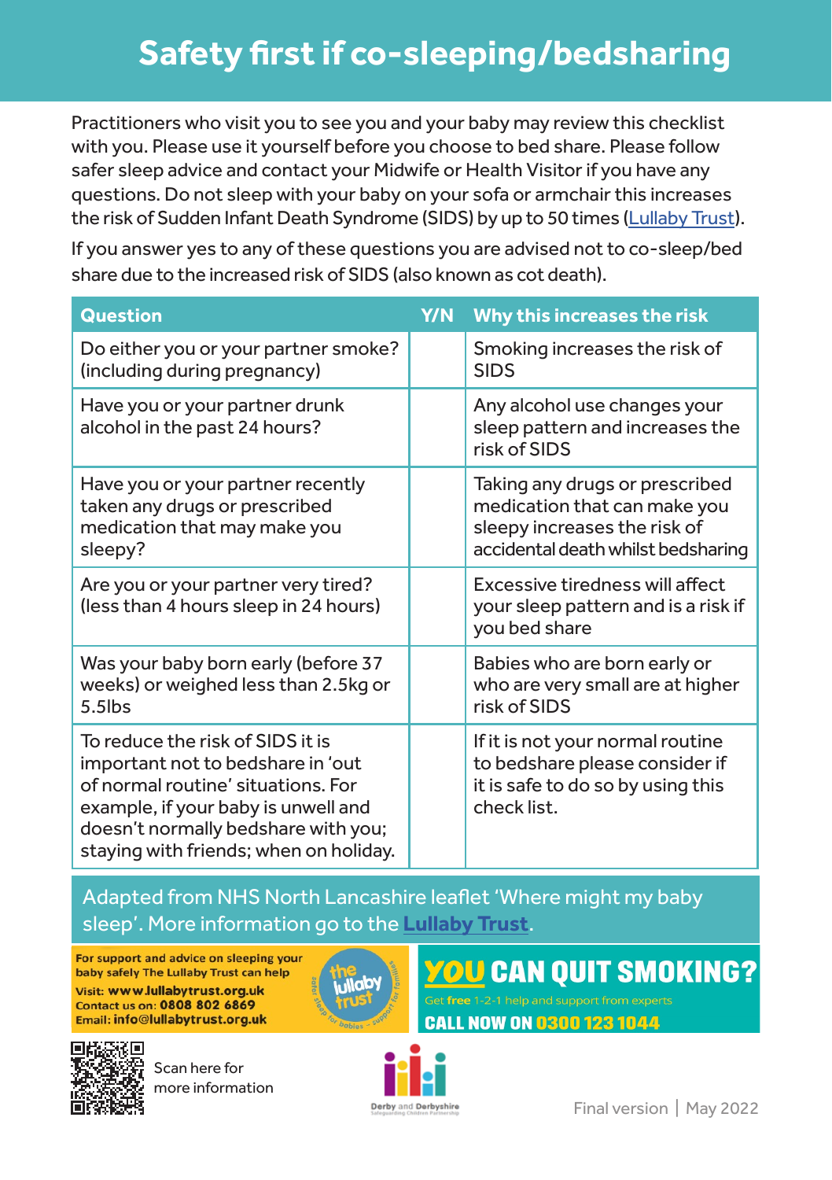# Safety first if co-sleeping/bedsharing

Practitioners who visit you to see you and your baby may review this checklist with you. Please use it yourself before you choose to bed share. Please follow safer sleep advice and contact your Midwife or Health Visitor if you have any questions. Do not sleep with your baby on your sofa or armchair this increases the risk of Sudden Infant Death Syndrome (SIDS) by up to 50 times (Lullaby Trust).

If you answer yes to any of these questions you are advised not to co-sleep/bed share due to the increased risk of SIDS (also known as cot death).

| Question | Y/N | Why this increases the risk |
|---|---|---|
| Do either you or your partner smoke? (including during pregnancy) | | Smoking increases the risk of SIDS |
| Have you or your partner drunk alcohol in the past 24 hours? | | Any alcohol use changes your sleep pattern and increases the risk of SIDS |
| Have you or your partner recently taken any drugs or prescribed medication that may make you sleepy? | | Taking any drugs or prescribed medication that can make you sleepy increases the risk of accidental death whilst bedsharing |
| Are you or your partner very tired? (less than 4 hours sleep in 24 hours) | | Excessive tiredness will affect your sleep pattern and is a risk if you bed share |
| Was your baby born early (before 37 weeks) or weighed less than 2.5kg or 5.5lbs | | Babies who are born early or who are very small are at higher risk of SIDS |
| To reduce the risk of SIDS it is important not to bedshare in 'out of normal routine' situations. For example, if your baby is unwell and doesn't normally bedshare with you; staying with friends; when on holiday. | | If it is not your normal routine to bedshare please consider if it is safe to do so by using this check list. |

Adapted from NHS North Lancashire leaflet 'Where might my baby sleep'. More information go to the Lullaby Trust.

For support and advice on sleeping your baby safely The Lullaby Trust can help
Visit: www.lullabytrust.org.uk
Contact us on: 0808 802 6869
Email: info@lullabytrust.org.uk

the lullaby trust — safer sleep for babies – support for families

**YOU CAN QUIT SMOKING?**
Get **free** 1-2-1 help and support from experts
**CALL NOW ON 0300 123 1044**

Scan here for more information

Derby and Derbyshire Safeguarding Children Partnership

Final version | May 2022